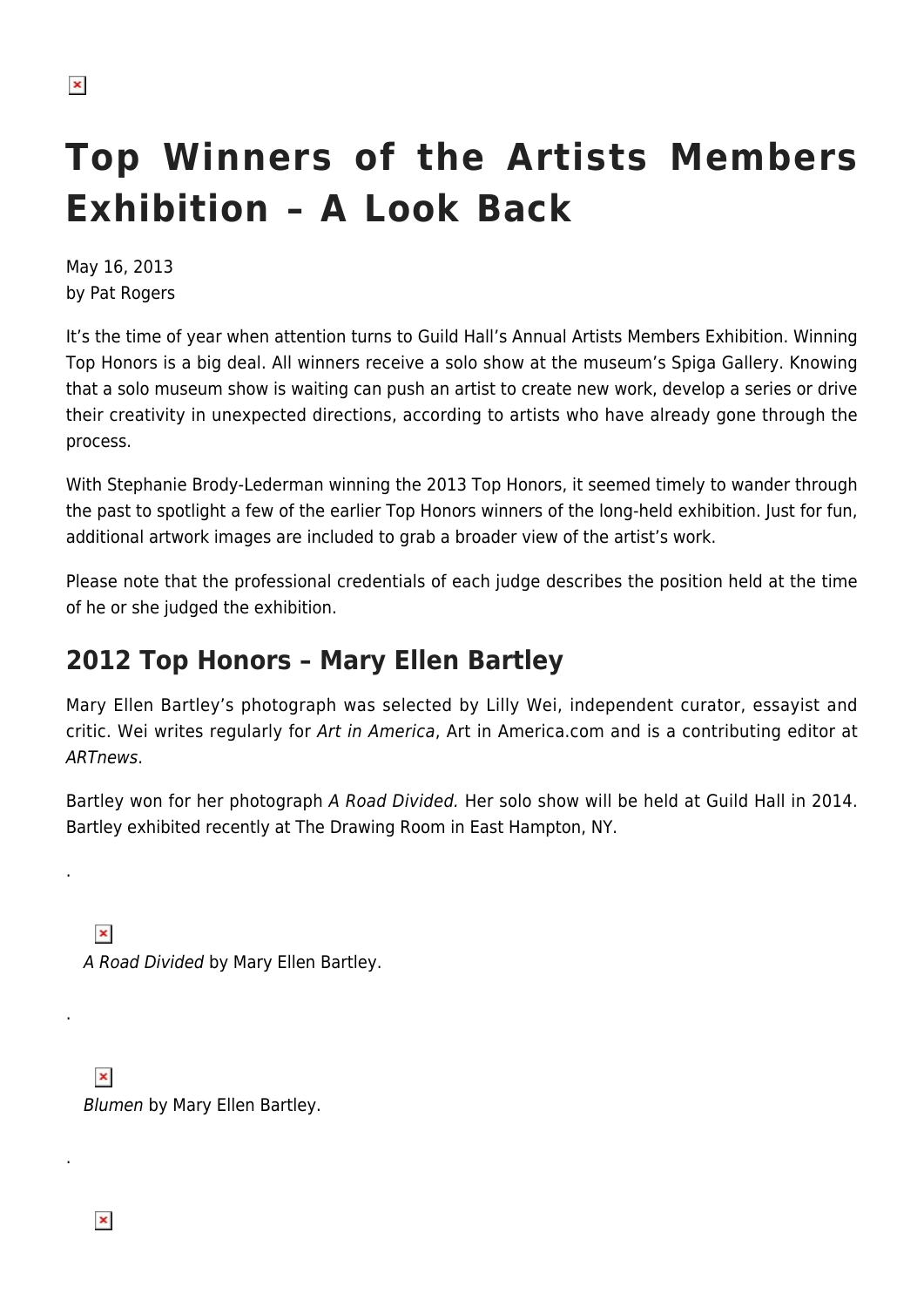# Top Winners of the Artists Members Exhibition – A Look Back

May 16, 2013
by Pat Rogers

It's the time of year when attention turns to Guild Hall's Annual Artists Members Exhibition. Winning Top Honors is a big deal. All winners receive a solo show at the museum's Spiga Gallery. Knowing that a solo museum show is waiting can push an artist to create new work, develop a series or drive their creativity in unexpected directions, according to artists who have already gone through the process.

With Stephanie Brody-Lederman winning the 2013 Top Honors, it seemed timely to wander through the past to spotlight a few of the earlier Top Honors winners of the long-held exhibition. Just for fun, additional artwork images are included to grab a broader view of the artist's work.

Please note that the professional credentials of each judge describes the position held at the time of he or she judged the exhibition.

## 2012 Top Honors – Mary Ellen Bartley

Mary Ellen Bartley's photograph was selected by Lilly Wei, independent curator, essayist and critic. Wei writes regularly for *Art in America*, Art in America.com and is a contributing editor at *ARTnews*.

Bartley won for her photograph *A Road Divided.* Her solo show will be held at Guild Hall in 2014. Bartley exhibited recently at The Drawing Room in East Hampton, NY.

.

*A Road Divided* by Mary Ellen Bartley.

.

*Blumen* by Mary Ellen Bartley.

.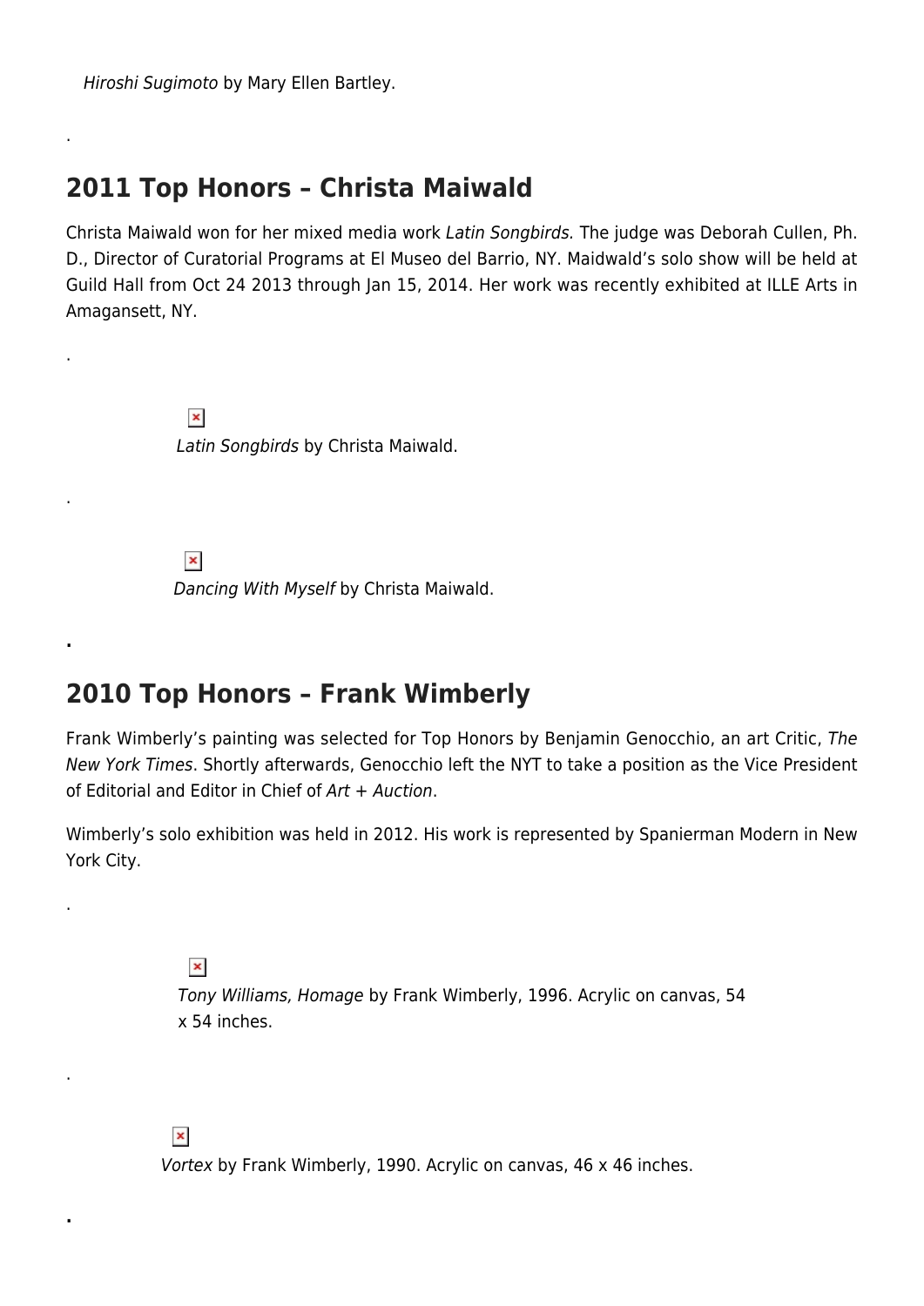*Hiroshi Sugimoto* by Mary Ellen Bartley.

.

## 2011 Top Honors – Christa Maiwald

Christa Maiwald won for her mixed media work *Latin Songbirds.* The judge was Deborah Cullen, Ph. D., Director of Curatorial Programs at El Museo del Barrio, NY. Maidwald's solo show will be held at Guild Hall from Oct 24 2013 through Jan 15, 2014. Her work was recently exhibited at ILLE Arts in Amagansett, NY.

.

*Latin Songbirds* by Christa Maiwald.

.

*Dancing With Myself* by Christa Maiwald.

.

## 2010 Top Honors – Frank Wimberly

Frank Wimberly's painting was selected for Top Honors by Benjamin Genocchio, an art Critic, *The New York Times*. Shortly afterwards, Genocchio left the NYT to take a position as the Vice President of Editorial and Editor in Chief of *Art + Auction*.

Wimberly's solo exhibition was held in 2012. His work is represented by Spanierman Modern in New York City.

.

*Tony Williams, Homage* by Frank Wimberly, 1996. Acrylic on canvas, 54 x 54 inches.

.

*Vortex* by Frank Wimberly, 1990. Acrylic on canvas, 46 x 46 inches.

.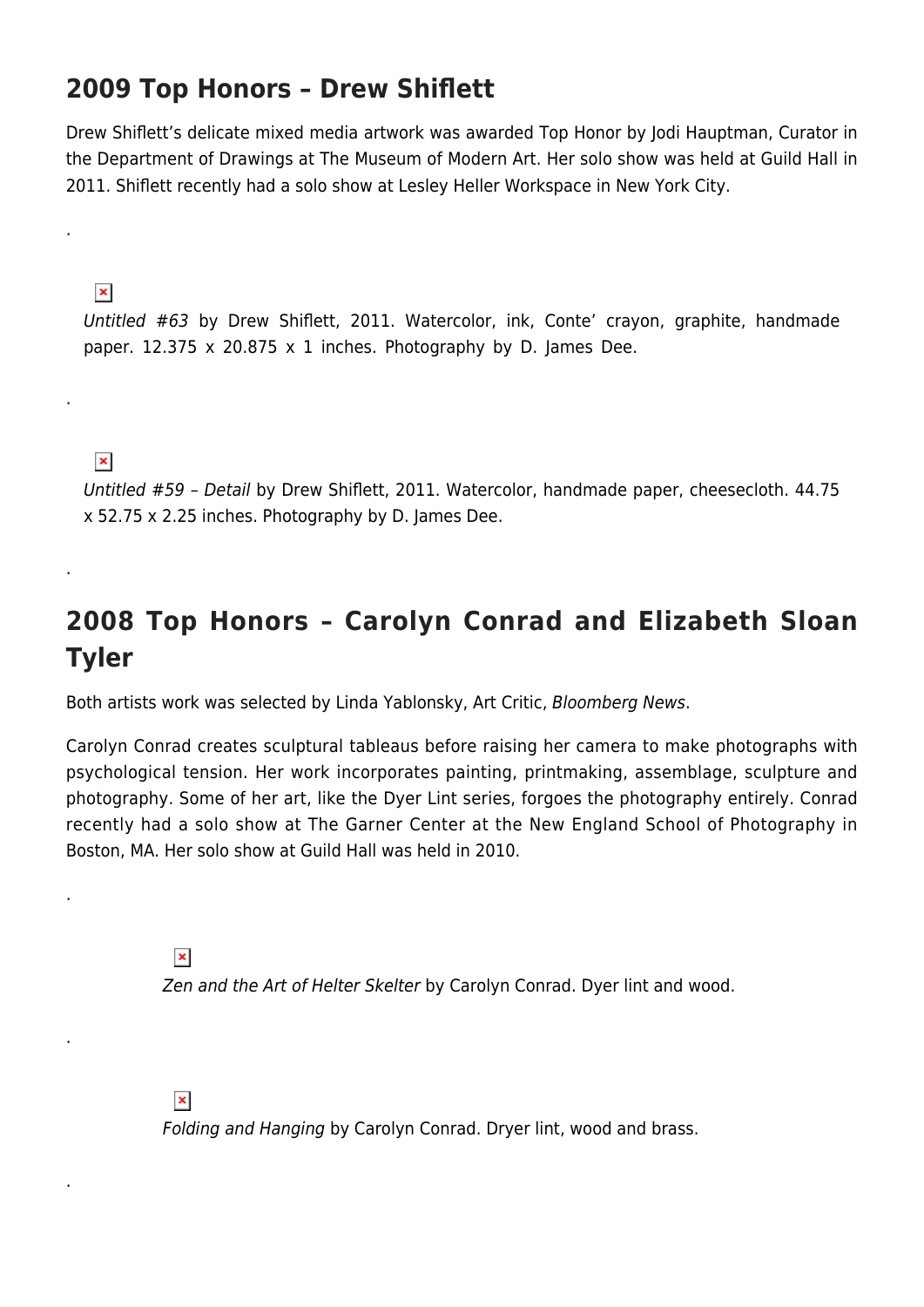## 2009 Top Honors – Drew Shiflett

Drew Shiflett's delicate mixed media artwork was awarded Top Honor by Jodi Hauptman, Curator in the Department of Drawings at The Museum of Modern Art. Her solo show was held at Guild Hall in 2011. Shiflett recently had a solo show at Lesley Heller Workspace in New York City.

.

*Untitled #63* by Drew Shiflett, 2011. Watercolor, ink, Conte' crayon, graphite, handmade paper. 12.375 x 20.875 x 1 inches. Photography by D. James Dee.

.

*Untitled #59 – Detail* by Drew Shiflett, 2011. Watercolor, handmade paper, cheesecloth. 44.75 x 52.75 x 2.25 inches. Photography by D. James Dee.

.

## 2008 Top Honors – Carolyn Conrad and Elizabeth Sloan Tyler

Both artists work was selected by Linda Yablonsky, Art Critic, *Bloomberg News*.

Carolyn Conrad creates sculptural tableaus before raising her camera to make photographs with psychological tension. Her work incorporates painting, printmaking, assemblage, sculpture and photography. Some of her art, like the Dyer Lint series, forgoes the photography entirely. Conrad recently had a solo show at The Garner Center at the New England School of Photography in Boston, MA. Her solo show at Guild Hall was held in 2010.

.

*Zen and the Art of Helter Skelter* by Carolyn Conrad. Dyer lint and wood.

.

*Folding and Hanging* by Carolyn Conrad. Dryer lint, wood and brass.

.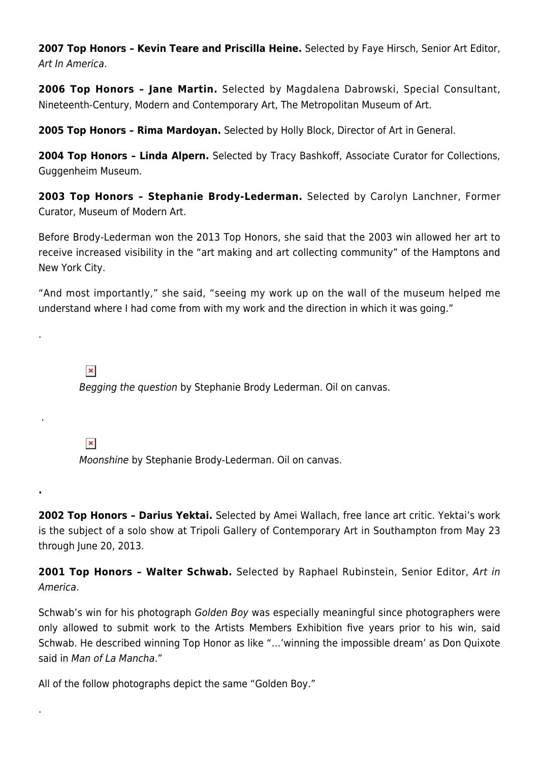**2007 Top Honors – Kevin Teare and Priscilla Heine.** Selected by Faye Hirsch, Senior Art Editor, *Art In America*.

**2006 Top Honors – Jane Martin.** Selected by Magdalena Dabrowski, Special Consultant, Nineteenth-Century, Modern and Contemporary Art, The Metropolitan Museum of Art.

**2005 Top Honors – Rima Mardoyan.** Selected by Holly Block, Director of Art in General.

**2004 Top Honors – Linda Alpern.** Selected by Tracy Bashkoff, Associate Curator for Collections, Guggenheim Museum.

**2003 Top Honors – Stephanie Brody-Lederman.** Selected by Carolyn Lanchner, Former Curator, Museum of Modern Art.

Before Brody-Lederman won the 2013 Top Honors, she said that the 2003 win allowed her art to receive increased visibility in the "art making and art collecting community" of the Hamptons and New York City.

"And most importantly," she said, "seeing my work up on the wall of the museum helped me understand where I had come from with my work and the direction in which it was going."

.

*Begging the question* by Stephanie Brody Lederman. Oil on canvas.

.

*Moonshine* by Stephanie Brody-Lederman. Oil on canvas.

.

**2002 Top Honors – Darius Yektai.** Selected by Amei Wallach, free lance art critic. Yektai's work is the subject of a solo show at Tripoli Gallery of Contemporary Art in Southampton from May 23 through June 20, 2013.

**2001 Top Honors – Walter Schwab.** Selected by Raphael Rubinstein, Senior Editor, *Art in America*.

Schwab's win for his photograph *Golden Boy* was especially meaningful since photographers were only allowed to submit work to the Artists Members Exhibition five years prior to his win, said Schwab. He described winning Top Honor as like "…'winning the impossible dream' as Don Quixote said in *Man of La Mancha*."

All of the follow photographs depict the same "Golden Boy."

.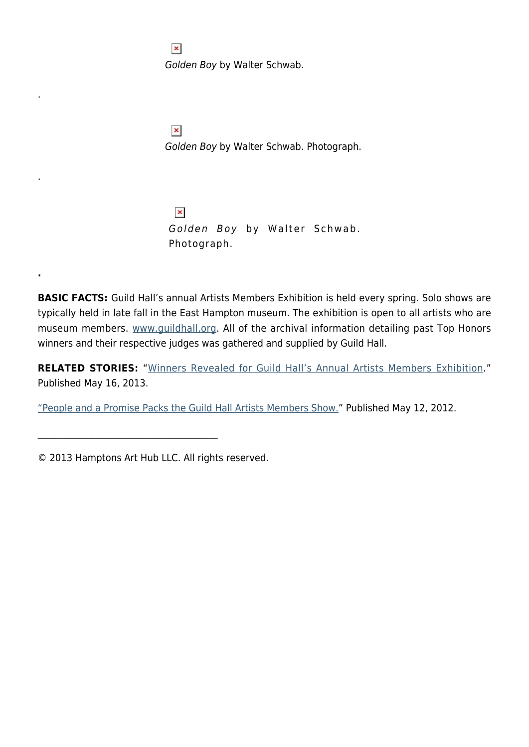*Golden Boy* by Walter Schwab.

.

*Golden Boy* by Walter Schwab. Photograph.

.

*Golden Boy* by Walter Schwab. Photograph.

.

**BASIC FACTS:** Guild Hall's annual Artists Members Exhibition is held every spring. Solo shows are typically held in late fall in the East Hampton museum. The exhibition is open to all artists who are museum members. www.guildhall.org. All of the archival information detailing past Top Honors winners and their respective judges was gathered and supplied by Guild Hall.

**RELATED STORIES:** "Winners Revealed for Guild Hall's Annual Artists Members Exhibition." Published May 16, 2013.

"People and a Promise Packs the Guild Hall Artists Members Show." Published May 12, 2012.

\_\_\_\_\_\_\_\_\_\_\_\_\_\_\_\_\_\_\_\_\_\_\_\_\_\_\_\_\_\_\_\_\_\_\_\_

© 2013 Hamptons Art Hub LLC. All rights reserved.